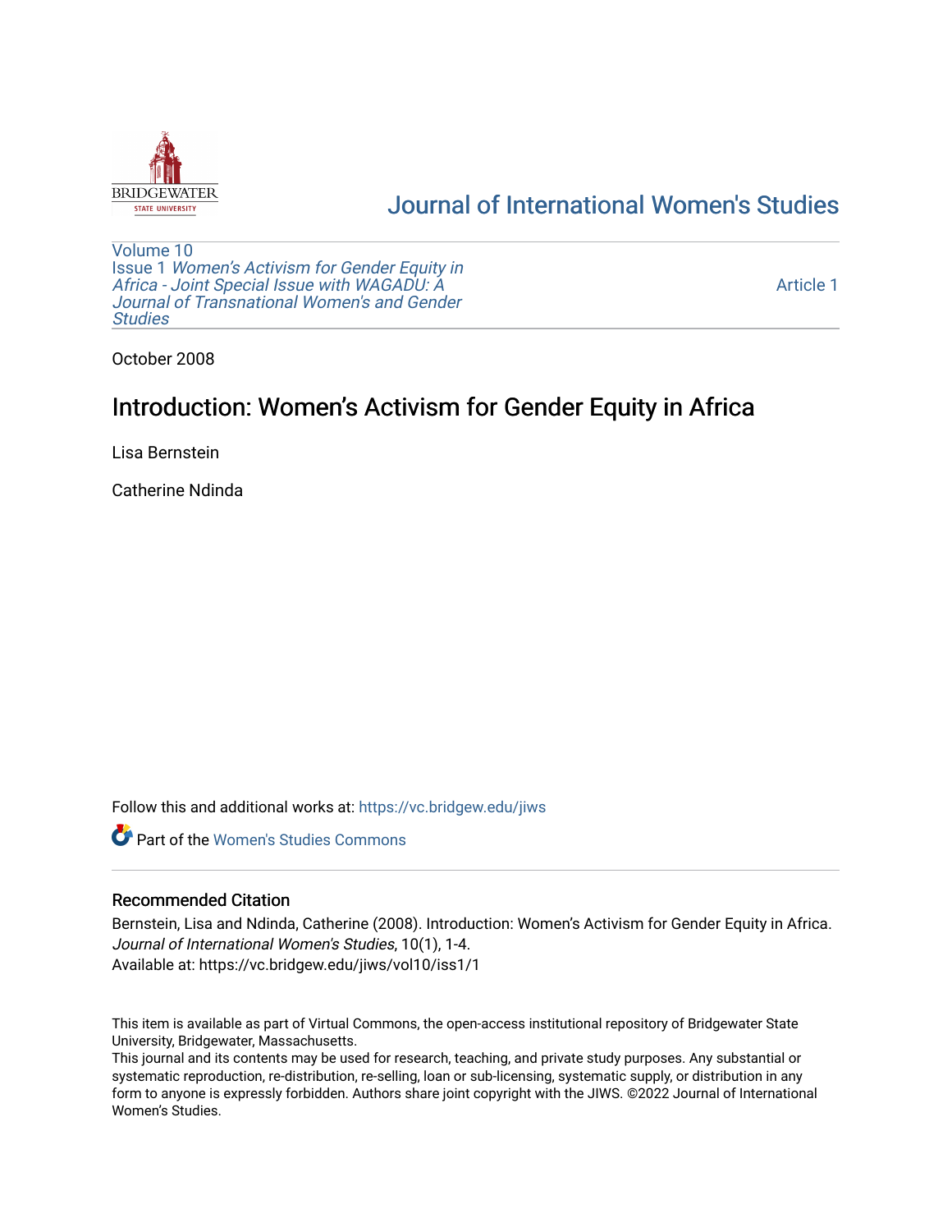Journal of International Women's Studies

Volume 10
Issue 1 *Women's Activism for Gender Equity in Africa - Joint Special Issue with WAGADU: A Journal of Transnational Women's and Gender Studies*

Article 1

October 2008

# Introduction: Women's Activism for Gender Equity in Africa

Lisa Bernstein

Catherine Ndinda

Follow this and additional works at: https://vc.bridgew.edu/jiws

Part of the Women's Studies Commons

## Recommended Citation

Bernstein, Lisa and Ndinda, Catherine (2008). Introduction: Women's Activism for Gender Equity in Africa. *Journal of International Women's Studies*, 10(1), 1-4.
Available at: https://vc.bridgew.edu/jiws/vol10/iss1/1

This item is available as part of Virtual Commons, the open-access institutional repository of Bridgewater State University, Bridgewater, Massachusetts.
This journal and its contents may be used for research, teaching, and private study purposes. Any substantial or systematic reproduction, re-distribution, re-selling, loan or sub-licensing, systematic supply, or distribution in any form to anyone is expressly forbidden. Authors share joint copyright with the JIWS. ©2022 Journal of International Women's Studies.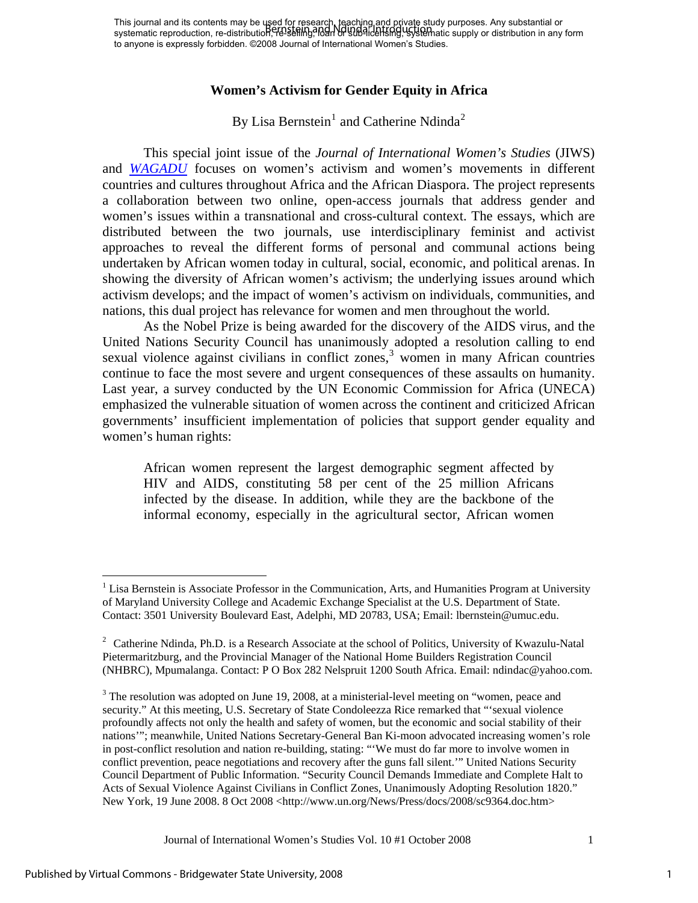# Women's Activism for Gender Equity in Africa

By Lisa Bernstein[1] and Catherine Ndinda[2]

This special joint issue of the *Journal of International Women's Studies* (JIWS) and *WAGADU* focuses on women's activism and women's movements in different countries and cultures throughout Africa and the African Diaspora. The project represents a collaboration between two online, open-access journals that address gender and women's issues within a transnational and cross-cultural context. The essays, which are distributed between the two journals, use interdisciplinary feminist and activist approaches to reveal the different forms of personal and communal actions being undertaken by African women today in cultural, social, economic, and political arenas. In showing the diversity of African women's activism; the underlying issues around which activism develops; and the impact of women's activism on individuals, communities, and nations, this dual project has relevance for women and men throughout the world.

As the Nobel Prize is being awarded for the discovery of the AIDS virus, and the United Nations Security Council has unanimously adopted a resolution calling to end sexual violence against civilians in conflict zones,[3] women in many African countries continue to face the most severe and urgent consequences of these assaults on humanity. Last year, a survey conducted by the UN Economic Commission for Africa (UNECA) emphasized the vulnerable situation of women across the continent and criticized African governments' insufficient implementation of policies that support gender equality and women's human rights:

> African women represent the largest demographic segment affected by HIV and AIDS, constituting 58 per cent of the 25 million Africans infected by the disease. In addition, while they are the backbone of the informal economy, especially in the agricultural sector, African women

---

[1] Lisa Bernstein is Associate Professor in the Communication, Arts, and Humanities Program at University of Maryland University College and Academic Exchange Specialist at the U.S. Department of State. Contact: 3501 University Boulevard East, Adelphi, MD 20783, USA; Email: lbernstein@umuc.edu.

[2] Catherine Ndinda, Ph.D. is a Research Associate at the school of Politics, University of Kwazulu-Natal Pietermaritzburg, and the Provincial Manager of the National Home Builders Registration Council (NHBRC), Mpumalanga. Contact: P O Box 282 Nelspruit 1200 South Africa. Email: ndindac@yahoo.com.

[3] The resolution was adopted on June 19, 2008, at a ministerial-level meeting on "women, peace and security." At this meeting, U.S. Secretary of State Condoleezza Rice remarked that "'sexual violence profoundly affects not only the health and safety of women, but the economic and social stability of their nations'"; meanwhile, United Nations Secretary-General Ban Ki-moon advocated increasing women's role in post-conflict resolution and nation re-building, stating: "'We must do far more to involve women in conflict prevention, peace negotiations and recovery after the guns fall silent.'" United Nations Security Council Department of Public Information. "Security Council Demands Immediate and Complete Halt to Acts of Sexual Violence Against Civilians in Conflict Zones, Unanimously Adopting Resolution 1820." New York, 19 June 2008. 8 Oct 2008 <http://www.un.org/News/Press/docs/2008/sc9364.doc.htm>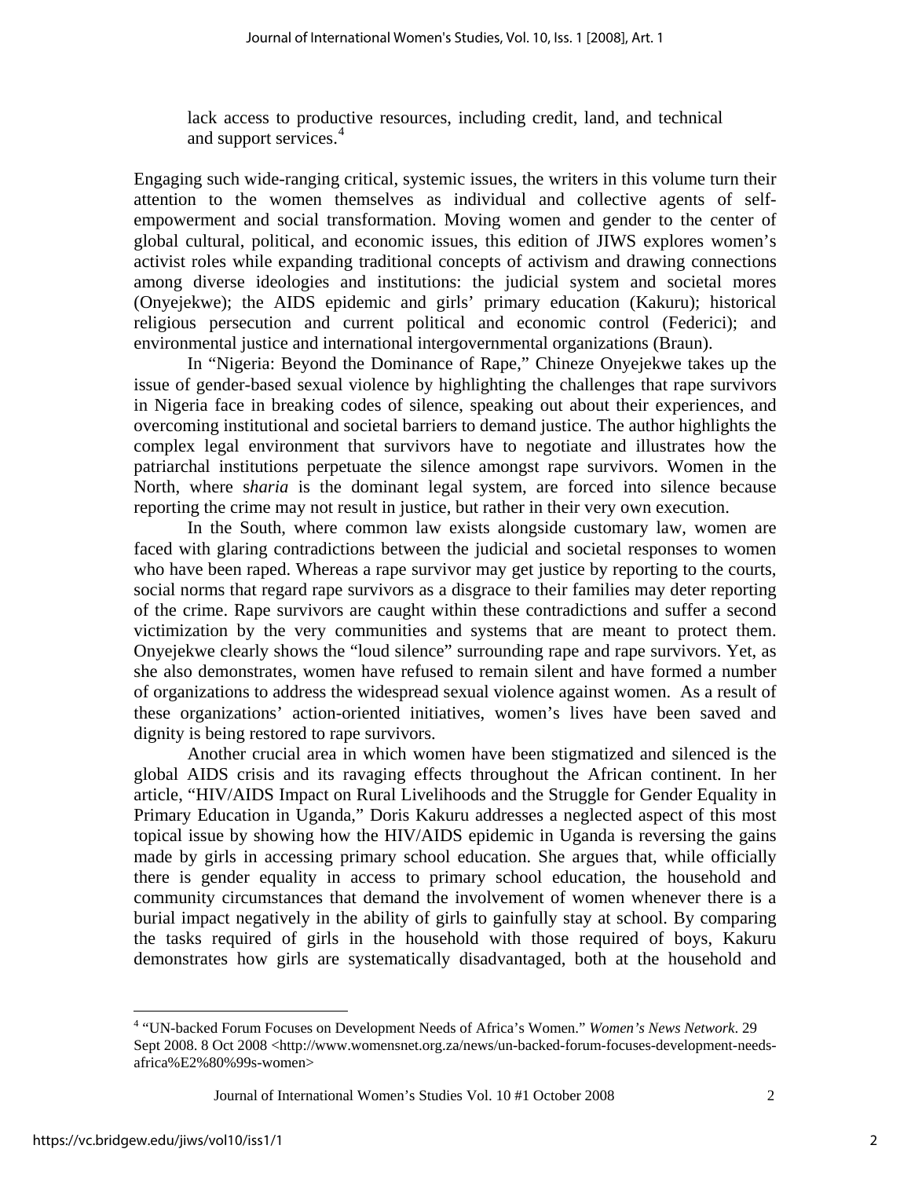lack access to productive resources, including credit, land, and technical and support services.[4]

Engaging such wide-ranging critical, systemic issues, the writers in this volume turn their attention to the women themselves as individual and collective agents of self-empowerment and social transformation. Moving women and gender to the center of global cultural, political, and economic issues, this edition of JIWS explores women's activist roles while expanding traditional concepts of activism and drawing connections among diverse ideologies and institutions: the judicial system and societal mores (Onyejekwe); the AIDS epidemic and girls' primary education (Kakuru); historical religious persecution and current political and economic control (Federici); and environmental justice and international intergovernmental organizations (Braun).

In "Nigeria: Beyond the Dominance of Rape," Chineze Onyejekwe takes up the issue of gender-based sexual violence by highlighting the challenges that rape survivors in Nigeria face in breaking codes of silence, speaking out about their experiences, and overcoming institutional and societal barriers to demand justice. The author highlights the complex legal environment that survivors have to negotiate and illustrates how the patriarchal institutions perpetuate the silence amongst rape survivors. Women in the North, where s*haria* is the dominant legal system, are forced into silence because reporting the crime may not result in justice, but rather in their very own execution.

In the South, where common law exists alongside customary law, women are faced with glaring contradictions between the judicial and societal responses to women who have been raped. Whereas a rape survivor may get justice by reporting to the courts, social norms that regard rape survivors as a disgrace to their families may deter reporting of the crime. Rape survivors are caught within these contradictions and suffer a second victimization by the very communities and systems that are meant to protect them. Onyejekwe clearly shows the "loud silence" surrounding rape and rape survivors. Yet, as she also demonstrates, women have refused to remain silent and have formed a number of organizations to address the widespread sexual violence against women. As a result of these organizations' action-oriented initiatives, women's lives have been saved and dignity is being restored to rape survivors.

Another crucial area in which women have been stigmatized and silenced is the global AIDS crisis and its ravaging effects throughout the African continent. In her article, "HIV/AIDS Impact on Rural Livelihoods and the Struggle for Gender Equality in Primary Education in Uganda," Doris Kakuru addresses a neglected aspect of this most topical issue by showing how the HIV/AIDS epidemic in Uganda is reversing the gains made by girls in accessing primary school education. She argues that, while officially there is gender equality in access to primary school education, the household and community circumstances that demand the involvement of women whenever there is a burial impact negatively in the ability of girls to gainfully stay at school. By comparing the tasks required of girls in the household with those required of boys, Kakuru demonstrates how girls are systematically disadvantaged, both at the household and

---

[4] "UN-backed Forum Focuses on Development Needs of Africa's Women." *Women's News Network*. 29 Sept 2008. 8 Oct 2008 <http://www.womensnet.org.za/news/un-backed-forum-focuses-development-needs-africa%E2%80%99s-women>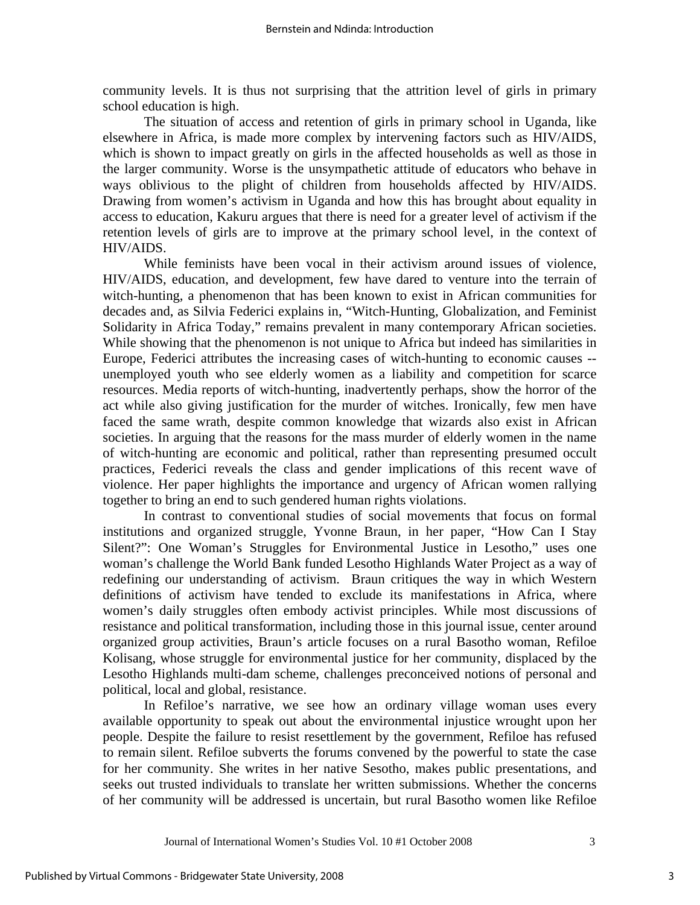community levels. It is thus not surprising that the attrition level of girls in primary school education is high.

The situation of access and retention of girls in primary school in Uganda, like elsewhere in Africa, is made more complex by intervening factors such as HIV/AIDS, which is shown to impact greatly on girls in the affected households as well as those in the larger community. Worse is the unsympathetic attitude of educators who behave in ways oblivious to the plight of children from households affected by HIV/AIDS. Drawing from women's activism in Uganda and how this has brought about equality in access to education, Kakuru argues that there is need for a greater level of activism if the retention levels of girls are to improve at the primary school level, in the context of HIV/AIDS.

While feminists have been vocal in their activism around issues of violence, HIV/AIDS, education, and development, few have dared to venture into the terrain of witch-hunting, a phenomenon that has been known to exist in African communities for decades and, as Silvia Federici explains in, "Witch-Hunting, Globalization, and Feminist Solidarity in Africa Today," remains prevalent in many contemporary African societies. While showing that the phenomenon is not unique to Africa but indeed has similarities in Europe, Federici attributes the increasing cases of witch-hunting to economic causes -- unemployed youth who see elderly women as a liability and competition for scarce resources. Media reports of witch-hunting, inadvertently perhaps, show the horror of the act while also giving justification for the murder of witches. Ironically, few men have faced the same wrath, despite common knowledge that wizards also exist in African societies. In arguing that the reasons for the mass murder of elderly women in the name of witch-hunting are economic and political, rather than representing presumed occult practices, Federici reveals the class and gender implications of this recent wave of violence. Her paper highlights the importance and urgency of African women rallying together to bring an end to such gendered human rights violations.

In contrast to conventional studies of social movements that focus on formal institutions and organized struggle, Yvonne Braun, in her paper, "How Can I Stay Silent?": One Woman's Struggles for Environmental Justice in Lesotho," uses one woman's challenge the World Bank funded Lesotho Highlands Water Project as a way of redefining our understanding of activism. Braun critiques the way in which Western definitions of activism have tended to exclude its manifestations in Africa, where women's daily struggles often embody activist principles. While most discussions of resistance and political transformation, including those in this journal issue, center around organized group activities, Braun's article focuses on a rural Basotho woman, Refiloe Kolisang, whose struggle for environmental justice for her community, displaced by the Lesotho Highlands multi-dam scheme, challenges preconceived notions of personal and political, local and global, resistance.

In Refiloe's narrative, we see how an ordinary village woman uses every available opportunity to speak out about the environmental injustice wrought upon her people. Despite the failure to resist resettlement by the government, Refiloe has refused to remain silent. Refiloe subverts the forums convened by the powerful to state the case for her community. She writes in her native Sesotho, makes public presentations, and seeks out trusted individuals to translate her written submissions. Whether the concerns of her community will be addressed is uncertain, but rural Basotho women like Refiloe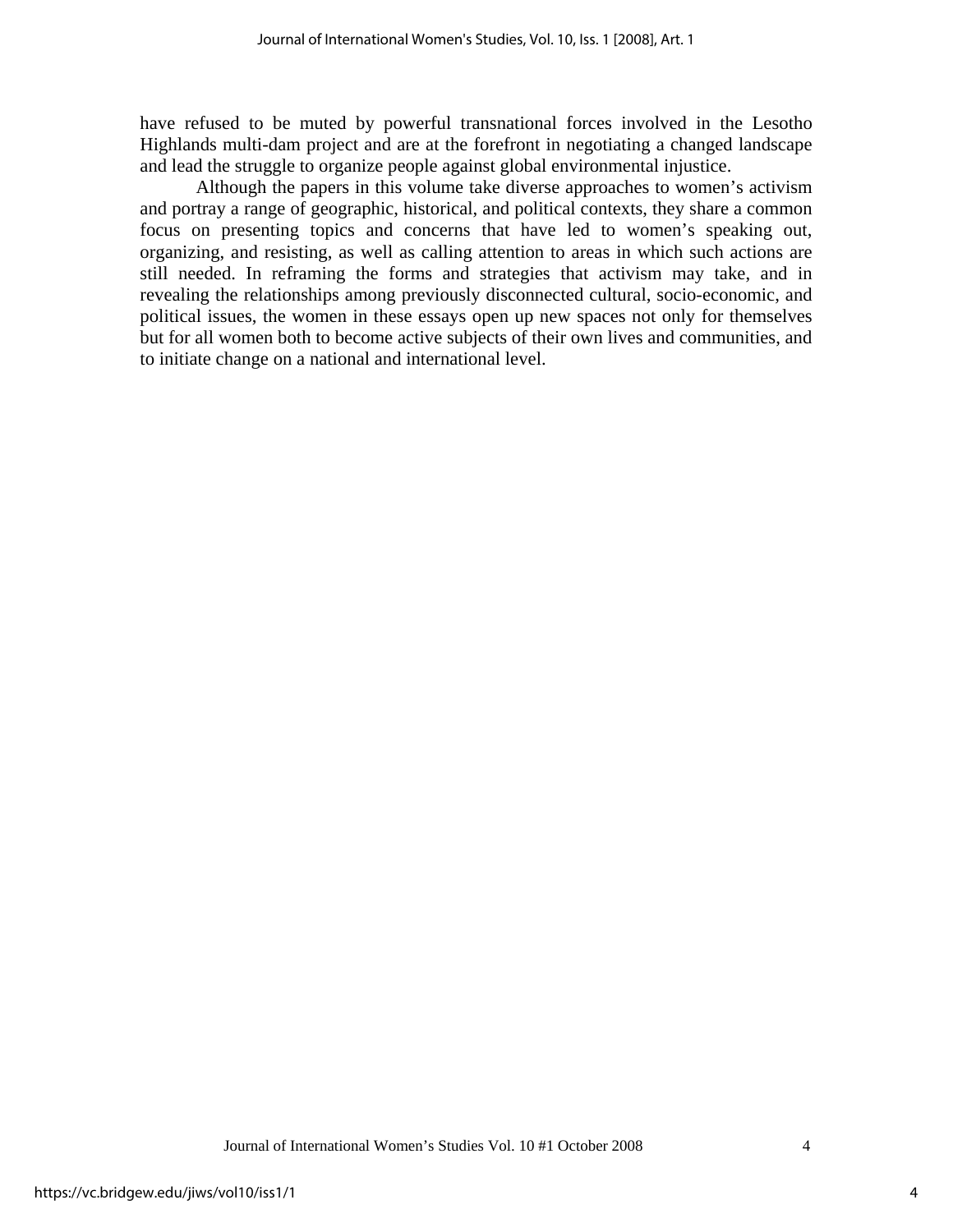have refused to be muted by powerful transnational forces involved in the Lesotho Highlands multi-dam project and are at the forefront in negotiating a changed landscape and lead the struggle to organize people against global environmental injustice.

Although the papers in this volume take diverse approaches to women's activism and portray a range of geographic, historical, and political contexts, they share a common focus on presenting topics and concerns that have led to women's speaking out, organizing, and resisting, as well as calling attention to areas in which such actions are still needed. In reframing the forms and strategies that activism may take, and in revealing the relationships among previously disconnected cultural, socio-economic, and political issues, the women in these essays open up new spaces not only for themselves but for all women both to become active subjects of their own lives and communities, and to initiate change on a national and international level.